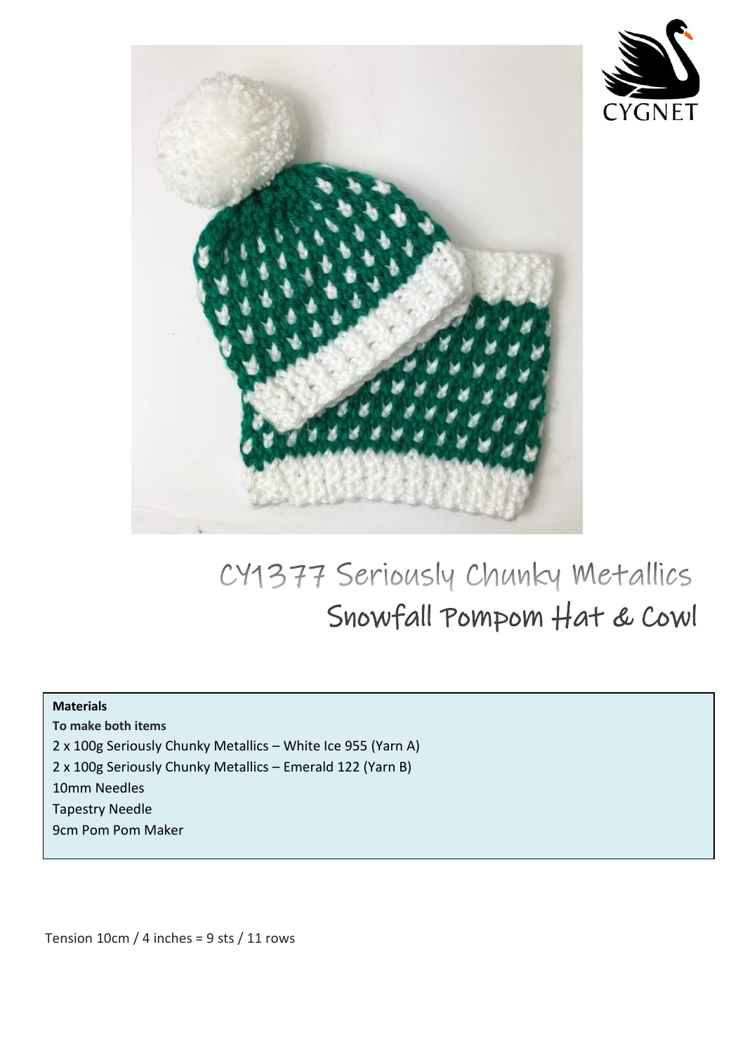# CY1377 Seriously Chunky Metallics
## Snowfall Pompom Hat & Cowl

**Materials**

**To make both items**

2 x 100g Seriously Chunky Metallics – White Ice 955 (Yarn A)

2 x 100g Seriously Chunky Metallics – Emerald 122 (Yarn B)

10mm Needles

Tapestry Needle

9cm Pom Pom Maker

Tension 10cm / 4 inches = 9 sts / 11 rows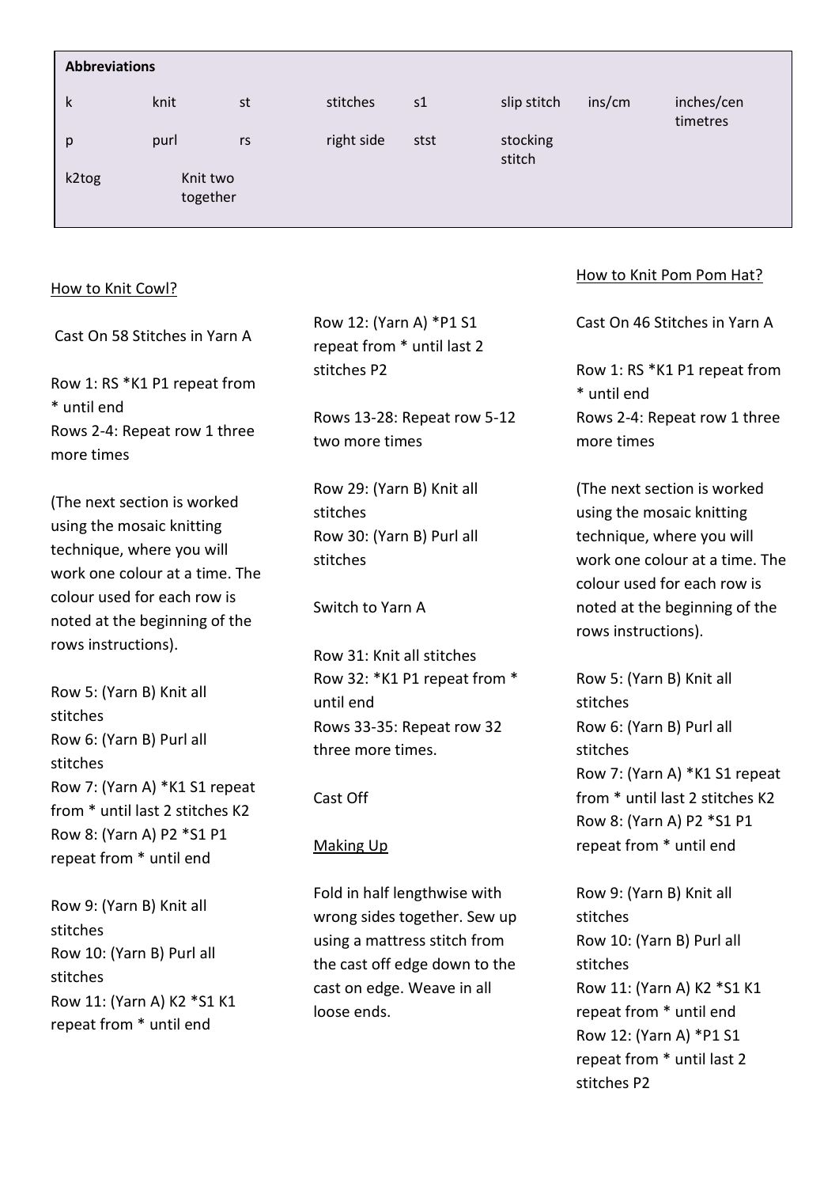| **Abbreviations** | | | | | | | |
|---|---|---|---|---|---|---|---|
| k | knit | st | stitches | s1 | slip stitch | ins/cm | inches/centimetres |
| p | purl | rs | right side | stst | stocking stitch | | |
| k2tog | Knit two together | | | | | | |

How to Knit Cowl?

Cast On 58 Stitches in Yarn A

Row 1: RS *K1 P1 repeat from * until end
Rows 2-4: Repeat row 1 three more times

(The next section is worked using the mosaic knitting technique, where you will work one colour at a time. The colour used for each row is noted at the beginning of the rows instructions).

Row 5: (Yarn B) Knit all stitches
Row 6: (Yarn B) Purl all stitches
Row 7: (Yarn A) *K1 S1 repeat from * until last 2 stitches K2
Row 8: (Yarn A) P2 *S1 P1 repeat from * until end

Row 9: (Yarn B) Knit all stitches
Row 10: (Yarn B) Purl all stitches
Row 11: (Yarn A) K2 *S1 K1 repeat from * until end
Row 12: (Yarn A) *P1 S1 repeat from * until last 2 stitches P2

Rows 13-28: Repeat row 5-12 two more times

Row 29: (Yarn B) Knit all stitches
Row 30: (Yarn B) Purl all stitches

Switch to Yarn A

Row 31: Knit all stitches
Row 32: *K1 P1 repeat from * until end
Rows 33-35: Repeat row 32 three more times.

Cast Off

Making Up

Fold in half lengthwise with wrong sides together. Sew up using a mattress stitch from the cast off edge down to the cast on edge. Weave in all loose ends.

How to Knit Pom Pom Hat?

Cast On 46 Stitches in Yarn A

Row 1: RS *K1 P1 repeat from * until end
Rows 2-4: Repeat row 1 three more times

(The next section is worked using the mosaic knitting technique, where you will work one colour at a time. The colour used for each row is noted at the beginning of the rows instructions).

Row 5: (Yarn B) Knit all stitches
Row 6: (Yarn B) Purl all stitches
Row 7: (Yarn A) *K1 S1 repeat from * until last 2 stitches K2
Row 8: (Yarn A) P2 *S1 P1 repeat from * until end

Row 9: (Yarn B) Knit all stitches
Row 10: (Yarn B) Purl all stitches
Row 11: (Yarn A) K2 *S1 K1 repeat from * until end
Row 12: (Yarn A) *P1 S1 repeat from * until last 2 stitches P2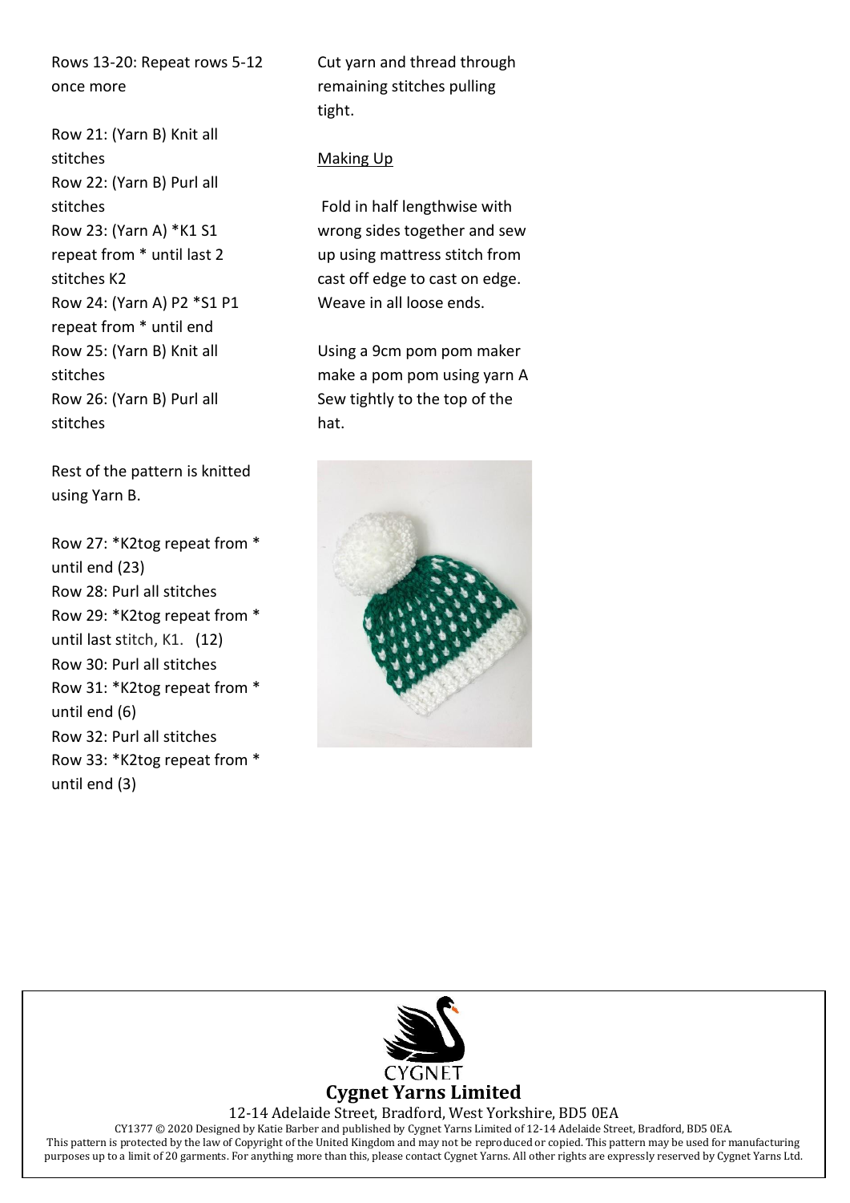Rows 13-20: Repeat rows 5-12 once more

Row 21: (Yarn B) Knit all stitches
Row 22: (Yarn B) Purl all stitches
Row 23: (Yarn A) *K1 S1 repeat from * until last 2 stitches K2
Row 24: (Yarn A) P2 *S1 P1 repeat from * until end
Row 25: (Yarn B) Knit all stitches
Row 26: (Yarn B) Purl all stitches

Rest of the pattern is knitted using Yarn B.

Row 27: *K2tog repeat from * until end (23)
Row 28: Purl all stitches
Row 29: *K2tog repeat from * until last stitch, K1. (12)
Row 30: Purl all stitches
Row 31: *K2tog repeat from * until end (6)
Row 32: Purl all stitches
Row 33: *K2tog repeat from * until end (3)

Cut yarn and thread through remaining stitches pulling tight.

## Making Up

Fold in half lengthwise with wrong sides together and sew up using mattress stitch from cast off edge to cast on edge. Weave in all loose ends.

Using a 9cm pom pom maker make a pom pom using yarn A Sew tightly to the top of the hat.

CYGNET

**Cygnet Yarns Limited**

12-14 Adelaide Street, Bradford, West Yorkshire, BD5 0EA

CY1377 © 2020 Designed by Katie Barber and published by Cygnet Yarns Limited of 12-14 Adelaide Street, Bradford, BD5 0EA.
This pattern is protected by the law of Copyright of the United Kingdom and may not be reproduced or copied. This pattern may be used for manufacturing purposes up to a limit of 20 garments. For anything more than this, please contact Cygnet Yarns. All other rights are expressly reserved by Cygnet Yarns Ltd.